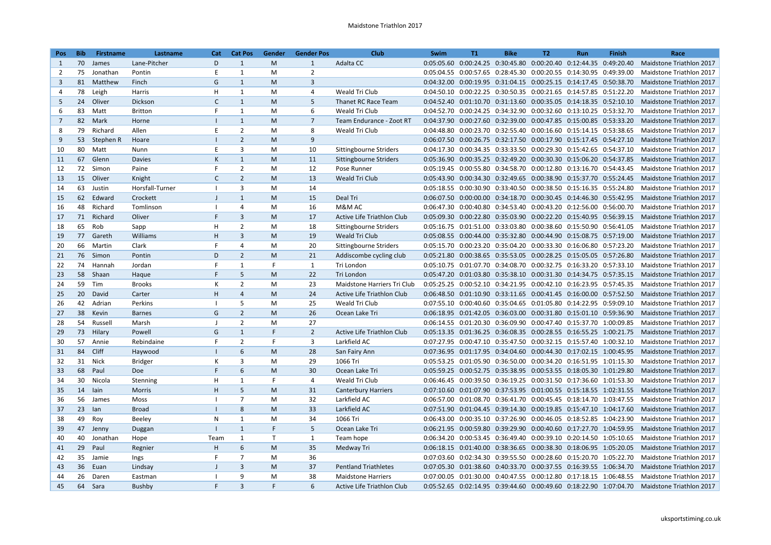# Maidstone Triathlon 2017

| Pos | Bib | Firstname | Lastname | Cat | Cat Pos | Gender | Gender Pos | Club | Swim | T1 | Bike | T2 | Run | Finish | Race |
|---|---|---|---|---|---|---|---|---|---|---|---|---|---|---|---|
| 1 | 70 | James | Lane-Pitcher | D | 1 | M | 1 | Adalta CC | 0:05:05.60 | 0:00:24.25 | 0:30:45.80 | 0:00:20.40 | 0:12:44.35 | 0:49:20.40 | Maidstone Triathlon 2017 |
| 2 | 75 | Jonathan | Pontin | E | 1 | M | 2 | | 0:05:04.55 | 0:00:57.65 | 0:28:45.30 | 0:00:20.55 | 0:14:30.95 | 0:49:39.00 | Maidstone Triathlon 2017 |
| 3 | 81 | Matthew | Finch | G | 1 | M | 3 | | 0:04:32.00 | 0:00:19.95 | 0:31:04.15 | 0:00:25.15 | 0:14:17.45 | 0:50:38.70 | Maidstone Triathlon 2017 |
| 4 | 78 | Leigh | Harris | H | 1 | M | 4 | Weald Tri Club | 0:04:50.10 | 0:00:22.25 | 0:30:50.35 | 0:00:21.65 | 0:14:57.85 | 0:51:22.20 | Maidstone Triathlon 2017 |
| 5 | 24 | Oliver | Dickson | C | 1 | M | 5 | Thanet RC Race Team | 0:04:52.40 | 0:01:10.70 | 0:31:13.60 | 0:00:35.05 | 0:14:18.35 | 0:52:10.10 | Maidstone Triathlon 2017 |
| 6 | 83 | Matt | Britton | F | 1 | M | 6 | Weald Tri Club | 0:04:52.70 | 0:00:24.25 | 0:34:32.90 | 0:00:32.60 | 0:13:10.25 | 0:53:32.70 | Maidstone Triathlon 2017 |
| 7 | 82 | Mark | Horne | I | 1 | M | 7 | Team Endurance - Zoot RT | 0:04:37.90 | 0:00:27.60 | 0:32:39.00 | 0:00:47.85 | 0:15:00.85 | 0:53:33.20 | Maidstone Triathlon 2017 |
| 8 | 79 | Richard | Allen | E | 2 | M | 8 | Weald Tri Club | 0:04:48.80 | 0:00:23.70 | 0:32:55.40 | 0:00:16.60 | 0:15:14.15 | 0:53:38.65 | Maidstone Triathlon 2017 |
| 9 | 53 | Stephen R | Hoare | I | 2 | M | 9 | | 0:06:07.50 | 0:00:26.75 | 0:32:17.50 | 0:00:17.90 | 0:15:17.45 | 0:54:27.10 | Maidstone Triathlon 2017 |
| 10 | 80 | Matt | Nunn | E | 3 | M | 10 | Sittingbourne Striders | 0:04:17.30 | 0:00:34.35 | 0:33:33.50 | 0:00:29.30 | 0:15:42.65 | 0:54:37.10 | Maidstone Triathlon 2017 |
| 11 | 67 | Glenn | Davies | K | 1 | M | 11 | Sittingbourne Striders | 0:05:36.90 | 0:00:35.25 | 0:32:49.20 | 0:00:30.30 | 0:15:06.20 | 0:54:37.85 | Maidstone Triathlon 2017 |
| 12 | 72 | Simon | Paine | F | 2 | M | 12 | Pose Runner | 0:05:19.45 | 0:00:55.80 | 0:34:58.70 | 0:00:12.80 | 0:13:16.70 | 0:54:43.45 | Maidstone Triathlon 2017 |
| 13 | 15 | Oliver | Knight | C | 2 | M | 13 | Weald Tri Club | 0:05:43.90 | 0:00:34.30 | 0:32:49.65 | 0:00:38.90 | 0:15:37.70 | 0:55:24.45 | Maidstone Triathlon 2017 |
| 14 | 63 | Justin | Horsfall-Turner | I | 3 | M | 14 | | 0:05:18.55 | 0:00:30.90 | 0:33:40.50 | 0:00:38.50 | 0:15:16.35 | 0:55:24.80 | Maidstone Triathlon 2017 |
| 15 | 62 | Edward | Crockett | J | 1 | M | 15 | Deal Tri | 0:06:07.50 | 0:00:00.00 | 0:34:18.70 | 0:00:30.45 | 0:14:46.30 | 0:55:42.95 | Maidstone Triathlon 2017 |
| 16 | 48 | Richard | Tomlinson | I | 4 | M | 16 | M&M AC | 0:06:47.30 | 0:00:40.80 | 0:34:53.40 | 0:00:43.20 | 0:12:56.00 | 0:56:00.70 | Maidstone Triathlon 2017 |
| 17 | 71 | Richard | Oliver | F | 3 | M | 17 | Active Life Triathlon Club | 0:05:09.30 | 0:00:22.80 | 0:35:03.90 | 0:00:22.20 | 0:15:40.95 | 0:56:39.15 | Maidstone Triathlon 2017 |
| 18 | 65 | Rob | Sapp | H | 2 | M | 18 | Sittingbourne Striders | 0:05:16.75 | 0:01:51.00 | 0:33:03.80 | 0:00:38.60 | 0:15:50.90 | 0:56:41.05 | Maidstone Triathlon 2017 |
| 19 | 77 | Gareth | Williams | H | 3 | M | 19 | Weald Tri Club | 0:05:08.55 | 0:00:44.00 | 0:35:32.80 | 0:00:44.90 | 0:15:08.75 | 0:57:19.00 | Maidstone Triathlon 2017 |
| 20 | 66 | Martin | Clark | F | 4 | M | 20 | Sittingbourne Striders | 0:05:15.70 | 0:00:23.20 | 0:35:04.20 | 0:00:33.30 | 0:16:06.80 | 0:57:23.20 | Maidstone Triathlon 2017 |
| 21 | 76 | Simon | Pontin | D | 2 | M | 21 | Addiscombe cycling club | 0:05:21.80 | 0:00:38.65 | 0:35:53.05 | 0:00:28.25 | 0:15:05.05 | 0:57:26.80 | Maidstone Triathlon 2017 |
| 22 | 74 | Hannah | Jordan | F | 1 | F | 1 | Tri London | 0:05:10.75 | 0:01:07.70 | 0:34:08.70 | 0:00:32.75 | 0:16:33.20 | 0:57:33.10 | Maidstone Triathlon 2017 |
| 23 | 58 | Shaan | Haque | F | 5 | M | 22 | Tri London | 0:05:47.20 | 0:01:03.80 | 0:35:38.10 | 0:00:31.30 | 0:14:34.75 | 0:57:35.15 | Maidstone Triathlon 2017 |
| 24 | 59 | Tim | Brooks | K | 2 | M | 23 | Maidstone Harriers Tri Club | 0:05:25.25 | 0:00:52.10 | 0:34:21.95 | 0:00:42.10 | 0:16:23.95 | 0:57:45.35 | Maidstone Triathlon 2017 |
| 25 | 20 | David | Carter | H | 4 | M | 24 | Active Life Triathlon Club | 0:06:48.50 | 0:01:10.90 | 0:33:11.65 | 0:00:41.45 | 0:16:00.00 | 0:57:52.50 | Maidstone Triathlon 2017 |
| 26 | 42 | Adrian | Perkins | I | 5 | M | 25 | Weald Tri Club | 0:07:55.10 | 0:00:40.60 | 0:35:04.65 | 0:01:05.80 | 0:14:22.95 | 0:59:09.10 | Maidstone Triathlon 2017 |
| 27 | 38 | Kevin | Barnes | G | 2 | M | 26 | Ocean Lake Tri | 0:06:18.95 | 0:01:42.05 | 0:36:03.00 | 0:00:31.80 | 0:15:01.10 | 0:59:36.90 | Maidstone Triathlon 2017 |
| 28 | 54 | Russell | Marsh | J | 2 | M | 27 | | 0:06:14.55 | 0:01:20.30 | 0:36:09.90 | 0:00:47.40 | 0:15:37.70 | 1:00:09.85 | Maidstone Triathlon 2017 |
| 29 | 73 | Hilary | Powell | G | 1 | F | 2 | Active Life Triathlon Club | 0:05:13.35 | 0:01:36.25 | 0:36:08.35 | 0:00:28.55 | 0:16:55.25 | 1:00:21.75 | Maidstone Triathlon 2017 |
| 30 | 57 | Annie | Rebindaine | F | 2 | F | 3 | Larkfield AC | 0:07:27.95 | 0:00:47.10 | 0:35:47.50 | 0:00:32.15 | 0:15:57.40 | 1:00:32.10 | Maidstone Triathlon 2017 |
| 31 | 84 | Cliff | Haywood | I | 6 | M | 28 | San Fairy Ann | 0:07:36.95 | 0:01:17.95 | 0:34:04.60 | 0:00:44.30 | 0:17:02.15 | 1:00:45.95 | Maidstone Triathlon 2017 |
| 32 | 31 | Nick | Bridger | K | 3 | M | 29 | 1066 Tri | 0:05:53.25 | 0:01:05.90 | 0:36:50.00 | 0:00:34.20 | 0:16:51.95 | 1:01:15.30 | Maidstone Triathlon 2017 |
| 33 | 68 | Paul | Doe | F | 6 | M | 30 | Ocean Lake Tri | 0:05:59.25 | 0:00:52.75 | 0:35:38.95 | 0:00:53.55 | 0:18:05.30 | 1:01:29.80 | Maidstone Triathlon 2017 |
| 34 | 30 | Nicola | Stenning | H | 1 | F | 4 | Weald Tri Club | 0:06:46.45 | 0:00:39.50 | 0:36:19.25 | 0:00:31.50 | 0:17:36.60 | 1:01:53.30 | Maidstone Triathlon 2017 |
| 35 | 14 | Iain | Morris | H | 5 | M | 31 | Canterbury Harriers | 0:07:10.60 | 0:01:07.90 | 0:37:53.95 | 0:01:00.55 | 0:15:18.55 | 1:02:31.55 | Maidstone Triathlon 2017 |
| 36 | 56 | James | Moss | I | 7 | M | 32 | Larkfield AC | 0:06:57.00 | 0:01:08.70 | 0:36:41.70 | 0:00:45.45 | 0:18:14.70 | 1:03:47.55 | Maidstone Triathlon 2017 |
| 37 | 23 | Ian | Broad | I | 8 | M | 33 | Larkfield AC | 0:07:51.90 | 0:01:04.45 | 0:39:14.30 | 0:00:19.85 | 0:15:47.10 | 1:04:17.60 | Maidstone Triathlon 2017 |
| 38 | 49 | Roy | Beeley | N | 1 | M | 34 | 1066 Tri | 0:06:43.00 | 0:00:35.10 | 0:37:26.90 | 0:00:46.05 | 0:18:52.85 | 1:04:23.90 | Maidstone Triathlon 2017 |
| 39 | 47 | Jenny | Duggan | I | 1 | F | 5 | Ocean Lake Tri | 0:06:21.95 | 0:00:59.80 | 0:39:29.90 | 0:00:40.60 | 0:17:27.70 | 1:04:59.95 | Maidstone Triathlon 2017 |
| 40 | 40 | Jonathan | Hope | Team | 1 | T | 1 | Team hope | 0:06:34.20 | 0:00:53.45 | 0:36:49.40 | 0:00:39.10 | 0:20:14.50 | 1:05:10.65 | Maidstone Triathlon 2017 |
| 41 | 29 | Paul | Regnier | H | 6 | M | 35 | Medway Tri | 0:06:18.15 | 0:01:40.00 | 0:38:36.65 | 0:00:38.30 | 0:18:06.95 | 1:05:20.05 | Maidstone Triathlon 2017 |
| 42 | 35 | Jamie | Ings | F | 7 | M | 36 | | 0:07:03.60 | 0:02:34.30 | 0:39:55.50 | 0:00:28.60 | 0:15:20.70 | 1:05:22.70 | Maidstone Triathlon 2017 |
| 43 | 36 | Euan | Lindsay | J | 3 | M | 37 | Pentland Triathletes | 0:07:05.30 | 0:01:38.60 | 0:40:33.70 | 0:00:37.55 | 0:16:39.55 | 1:06:34.70 | Maidstone Triathlon 2017 |
| 44 | 26 | Daren | Eastman | I | 9 | M | 38 | Maidstone Harriers | 0:07:00.05 | 0:01:30.00 | 0:40:47.55 | 0:00:12.80 | 0:17:18.15 | 1:06:48.55 | Maidstone Triathlon 2017 |
| 45 | 64 | Sara | Bushby | F | 3 | F | 6 | Active Life Triathlon Club | 0:05:52.65 | 0:02:14.95 | 0:39:44.60 | 0:00:49.60 | 0:18:22.90 | 1:07:04.70 | Maidstone Triathlon 2017 |

uksportstiming.co.uk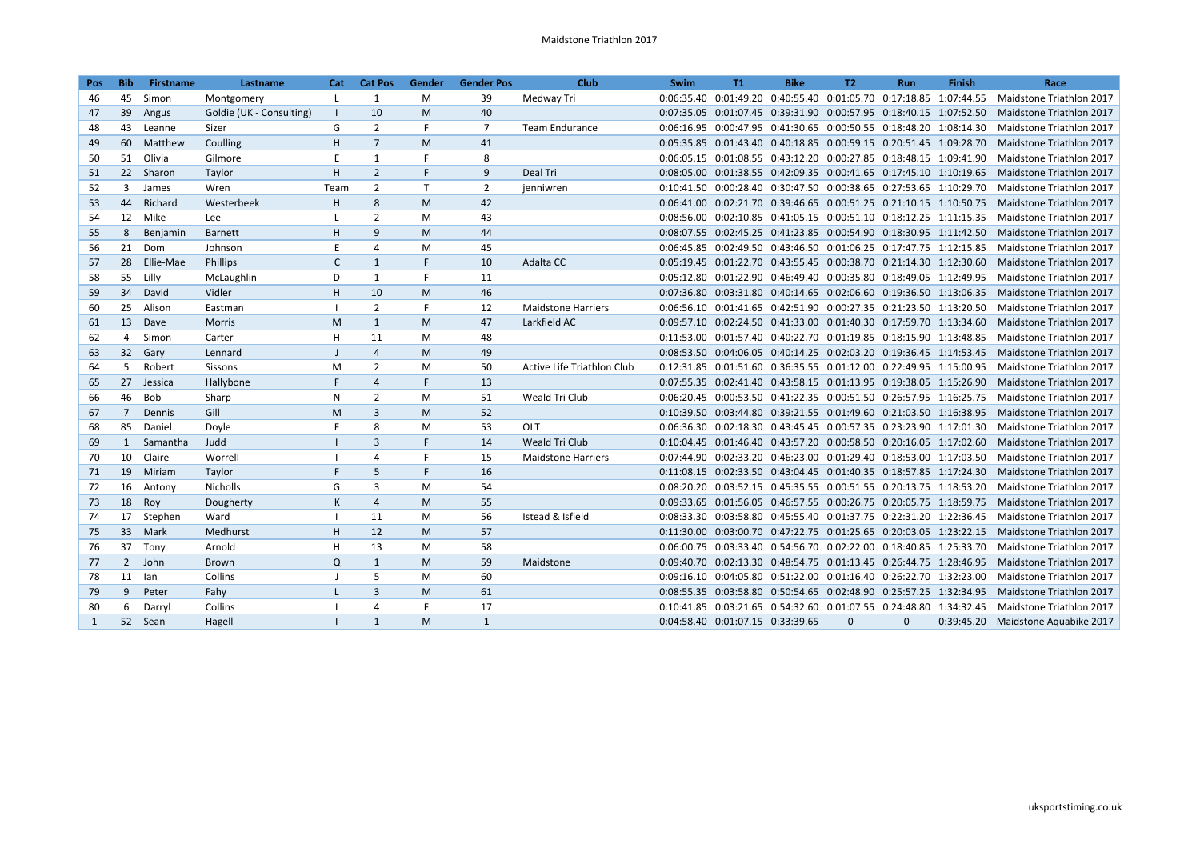| Pos | Bib | Firstname | Lastname | Cat | Cat Pos | Gender | Gender Pos | Club | Swim | T1 | Bike | T2 | Run | Finish | Race |
|---|---|---|---|---|---|---|---|---|---|---|---|---|---|---|---|
| 46 | 45 | Simon | Montgomery | L | 1 | M | 39 | Medway Tri | 0:06:35.40 | 0:01:49.20 | 0:40:55.40 | 0:01:05.70 | 0:17:18.85 | 1:07:44.55 | Maidstone Triathlon 2017 |
| 47 | 39 | Angus | Goldie (UK - Consulting) | I | 10 | M | 40 | | 0:07:35.05 | 0:01:07.45 | 0:39:31.90 | 0:00:57.95 | 0:18:40.15 | 1:07:52.50 | Maidstone Triathlon 2017 |
| 48 | 43 | Leanne | Sizer | G | 2 | F | 7 | Team Endurance | 0:06:16.95 | 0:00:47.95 | 0:41:30.65 | 0:00:50.55 | 0:18:48.20 | 1:08:14.30 | Maidstone Triathlon 2017 |
| 49 | 60 | Matthew | Coulling | H | 7 | M | 41 | | 0:05:35.85 | 0:01:43.40 | 0:40:18.85 | 0:00:59.15 | 0:20:51.45 | 1:09:28.70 | Maidstone Triathlon 2017 |
| 50 | 51 | Olivia | Gilmore | E | 1 | F | 8 | | 0:06:05.15 | 0:01:08.55 | 0:43:12.20 | 0:00:27.85 | 0:18:48.15 | 1:09:41.90 | Maidstone Triathlon 2017 |
| 51 | 22 | Sharon | Taylor | H | 2 | F | 9 | Deal Tri | 0:08:05.00 | 0:01:38.55 | 0:42:09.35 | 0:00:41.65 | 0:17:45.10 | 1:10:19.65 | Maidstone Triathlon 2017 |
| 52 | 3 | James | Wren | Team | 2 | T | 2 | jenniwren | 0:10:41.50 | 0:00:28.40 | 0:30:47.50 | 0:00:38.65 | 0:27:53.65 | 1:10:29.70 | Maidstone Triathlon 2017 |
| 53 | 44 | Richard | Westerbeek | H | 8 | M | 42 | | 0:06:41.00 | 0:02:21.70 | 0:39:46.65 | 0:00:51.25 | 0:21:10.15 | 1:10:50.75 | Maidstone Triathlon 2017 |
| 54 | 12 | Mike | Lee | L | 2 | M | 43 | | 0:08:56.00 | 0:02:10.85 | 0:41:05.15 | 0:00:51.10 | 0:18:12.25 | 1:11:15.35 | Maidstone Triathlon 2017 |
| 55 | 8 | Benjamin | Barnett | H | 9 | M | 44 | | 0:08:07.55 | 0:02:45.25 | 0:41:23.85 | 0:00:54.90 | 0:18:30.95 | 1:11:42.50 | Maidstone Triathlon 2017 |
| 56 | 21 | Dom | Johnson | E | 4 | M | 45 | | 0:06:45.85 | 0:02:49.50 | 0:43:46.50 | 0:01:06.25 | 0:17:47.75 | 1:12:15.85 | Maidstone Triathlon 2017 |
| 57 | 28 | Ellie-Mae | Phillips | C | 1 | F | 10 | Adalta CC | 0:05:19.45 | 0:01:22.70 | 0:43:55.45 | 0:00:38.70 | 0:21:14.30 | 1:12:30.60 | Maidstone Triathlon 2017 |
| 58 | 55 | Lilly | McLaughlin | D | 1 | F | 11 | | 0:05:12.80 | 0:01:22.90 | 0:46:49.40 | 0:00:35.80 | 0:18:49.05 | 1:12:49.95 | Maidstone Triathlon 2017 |
| 59 | 34 | David | Vidler | H | 10 | M | 46 | | 0:07:36.80 | 0:03:31.80 | 0:40:14.65 | 0:02:06.60 | 0:19:36.50 | 1:13:06.35 | Maidstone Triathlon 2017 |
| 60 | 25 | Alison | Eastman | I | 2 | F | 12 | Maidstone Harriers | 0:06:56.10 | 0:01:41.65 | 0:42:51.90 | 0:00:27.35 | 0:21:23.50 | 1:13:20.50 | Maidstone Triathlon 2017 |
| 61 | 13 | Dave | Morris | M | 1 | M | 47 | Larkfield AC | 0:09:57.10 | 0:02:24.50 | 0:41:33.00 | 0:01:40.30 | 0:17:59.70 | 1:13:34.60 | Maidstone Triathlon 2017 |
| 62 | 4 | Simon | Carter | H | 11 | M | 48 | | 0:11:53.00 | 0:01:57.40 | 0:40:22.70 | 0:01:19.85 | 0:18:15.90 | 1:13:48.85 | Maidstone Triathlon 2017 |
| 63 | 32 | Gary | Lennard | J | 4 | M | 49 | | 0:08:53.50 | 0:04:06.05 | 0:40:14.25 | 0:02:03.20 | 0:19:36.45 | 1:14:53.45 | Maidstone Triathlon 2017 |
| 64 | 5 | Robert | Sissons | M | 2 | M | 50 | Active Life Triathlon Club | 0:12:31.85 | 0:01:51.60 | 0:36:35.55 | 0:01:12.00 | 0:22:49.95 | 1:15:00.95 | Maidstone Triathlon 2017 |
| 65 | 27 | Jessica | Hallybone | F | 4 | F | 13 | | 0:07:55.35 | 0:02:41.40 | 0:43:58.15 | 0:01:13.95 | 0:19:38.05 | 1:15:26.90 | Maidstone Triathlon 2017 |
| 66 | 46 | Bob | Sharp | N | 2 | M | 51 | Weald Tri Club | 0:06:20.45 | 0:00:53.50 | 0:41:22.35 | 0:00:51.50 | 0:26:57.95 | 1:16:25.75 | Maidstone Triathlon 2017 |
| 67 | 7 | Dennis | Gill | M | 3 | M | 52 | | 0:10:39.50 | 0:03:44.80 | 0:39:21.55 | 0:01:49.60 | 0:21:03.50 | 1:16:38.95 | Maidstone Triathlon 2017 |
| 68 | 85 | Daniel | Doyle | F | 8 | M | 53 | OLT | 0:06:36.30 | 0:02:18.30 | 0:43:45.45 | 0:00:57.35 | 0:23:23.90 | 1:17:01.30 | Maidstone Triathlon 2017 |
| 69 | 1 | Samantha | Judd | I | 3 | F | 14 | Weald Tri Club | 0:10:04.45 | 0:01:46.40 | 0:43:57.20 | 0:00:58.50 | 0:20:16.05 | 1:17:02.60 | Maidstone Triathlon 2017 |
| 70 | 10 | Claire | Worrell | I | 4 | F | 15 | Maidstone Harriers | 0:07:44.90 | 0:02:33.20 | 0:46:23.00 | 0:01:29.40 | 0:18:53.00 | 1:17:03.50 | Maidstone Triathlon 2017 |
| 71 | 19 | Miriam | Taylor | F | 5 | F | 16 | | 0:11:08.15 | 0:02:33.50 | 0:43:04.45 | 0:01:40.35 | 0:18:57.85 | 1:17:24.30 | Maidstone Triathlon 2017 |
| 72 | 16 | Antony | Nicholls | G | 3 | M | 54 | | 0:08:20.20 | 0:03:52.15 | 0:45:35.55 | 0:00:51.55 | 0:20:13.75 | 1:18:53.20 | Maidstone Triathlon 2017 |
| 73 | 18 | Roy | Dougherty | K | 4 | M | 55 | | 0:09:33.65 | 0:01:56.05 | 0:46:57.55 | 0:00:26.75 | 0:20:05.75 | 1:18:59.75 | Maidstone Triathlon 2017 |
| 74 | 17 | Stephen | Ward | I | 11 | M | 56 | Istead & Isfield | 0:08:33.30 | 0:03:58.80 | 0:45:55.40 | 0:01:37.75 | 0:22:31.20 | 1:22:36.45 | Maidstone Triathlon 2017 |
| 75 | 33 | Mark | Medhurst | H | 12 | M | 57 | | 0:11:30.00 | 0:03:00.70 | 0:47:22.75 | 0:01:25.65 | 0:20:03.05 | 1:23:22.15 | Maidstone Triathlon 2017 |
| 76 | 37 | Tony | Arnold | H | 13 | M | 58 | | 0:06:00.75 | 0:03:33.40 | 0:54:56.70 | 0:02:22.00 | 0:18:40.85 | 1:25:33.70 | Maidstone Triathlon 2017 |
| 77 | 2 | John | Brown | Q | 1 | M | 59 | Maidstone | 0:09:40.70 | 0:02:13.30 | 0:48:54.75 | 0:01:13.45 | 0:26:44.75 | 1:28:46.95 | Maidstone Triathlon 2017 |
| 78 | 11 | Ian | Collins | J | 5 | M | 60 | | 0:09:16.10 | 0:04:05.80 | 0:51:22.00 | 0:01:16.40 | 0:26:22.70 | 1:32:23.00 | Maidstone Triathlon 2017 |
| 79 | 9 | Peter | Fahy | L | 3 | M | 61 | | 0:08:55.35 | 0:03:58.80 | 0:50:54.65 | 0:02:48.90 | 0:25:57.25 | 1:32:34.95 | Maidstone Triathlon 2017 |
| 80 | 6 | Darryl | Collins | I | 4 | F | 17 | | 0:10:41.85 | 0:03:21.65 | 0:54:32.60 | 0:01:07.55 | 0:24:48.80 | 1:34:32.45 | Maidstone Triathlon 2017 |
| 1 | 52 | Sean | Hagell | I | 1 | M | 1 | | 0:04:58.40 | 0:01:07.15 | 0:33:39.65 | 0 | 0 | 0:39:45.20 | Maidstone Aquabike 2017 |